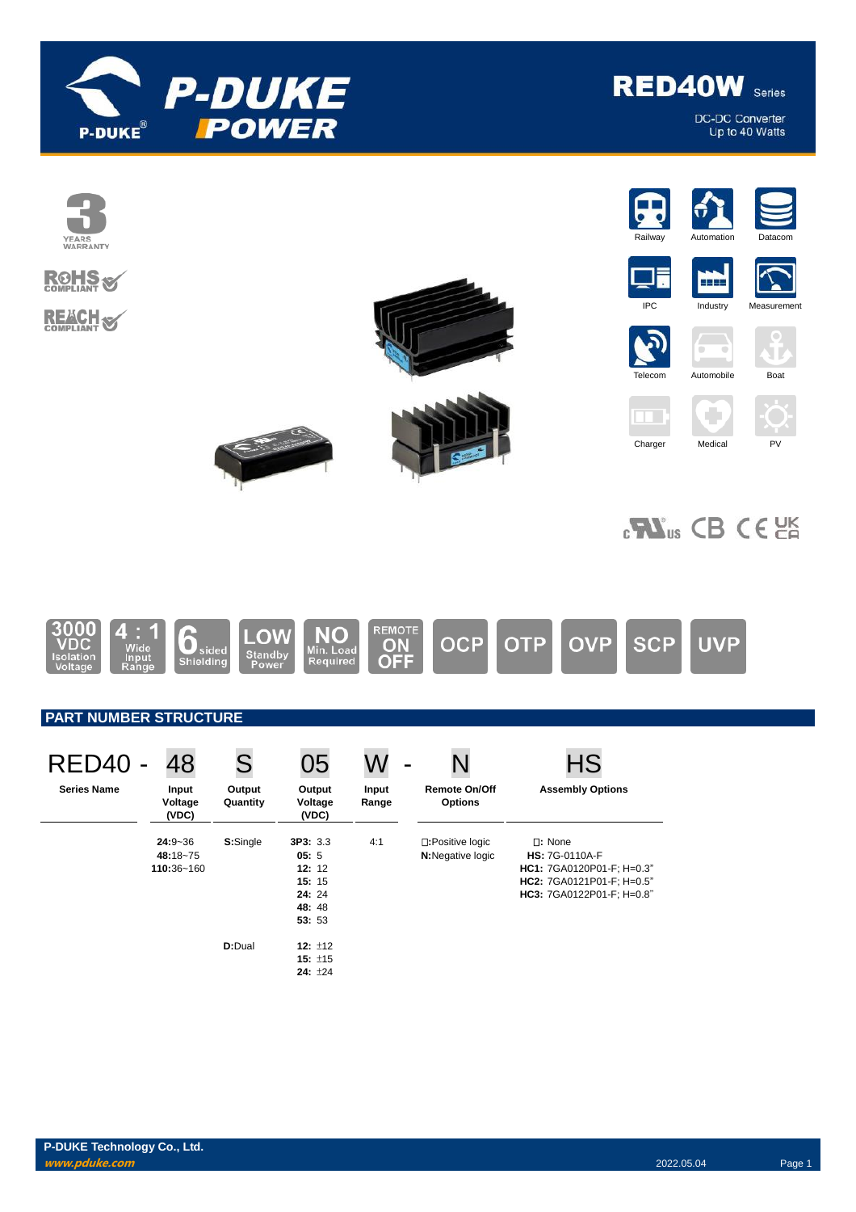# RED40W Series

DC-DC Converter
Up to 40 Watts

3 YEARS WARRANTY

RoHS COMPLIANT

REACH COMPLIANT

Railway | Automation | Datacom | IPC | Industry | Measurement | Telecom | Automobile | Boat | Charger | Medical | PV

3000 VDC Isolation Voltage | 4 : 1 Wide Input Range | 6 sided Shielding | LOW Standby Power | NO Min. Load Required | REMOTE ON OFF | OCP | OTP | OVP | SCP | UVP

## PART NUMBER STRUCTURE

| RED40 - | 48 | S | 05 | W - | N | HS |
|---|---|---|---|---|---|---|
| **Series Name** | **Input Voltage (VDC)** | **Output Quantity** | **Output Voltage (VDC)** | **Input Range** | **Remote On/Off Options** | **Assembly Options** |
| | **24:**9~36<br>**48:**18~75<br>**110:**36~160 | **S:**Single | **3P3:** 3.3<br>**05:** 5<br>**12:** 12<br>**15:** 15<br>**24:** 24<br>**48:** 48<br>**53:** 53 | 4:1 | □:Positive logic<br>**N:**Negative logic | □: None<br>**HS:** 7G-0110A-F<br>**HC1:** 7GA0120P01-F; H=0.3"<br>**HC2:** 7GA0121P01-F; H=0.5"<br>**HC3:** 7GA0122P01-F; H=0.8" |
| | | **D:**Dual | **12:** ±12<br>**15:** ±15<br>**24:** ±24 | | | |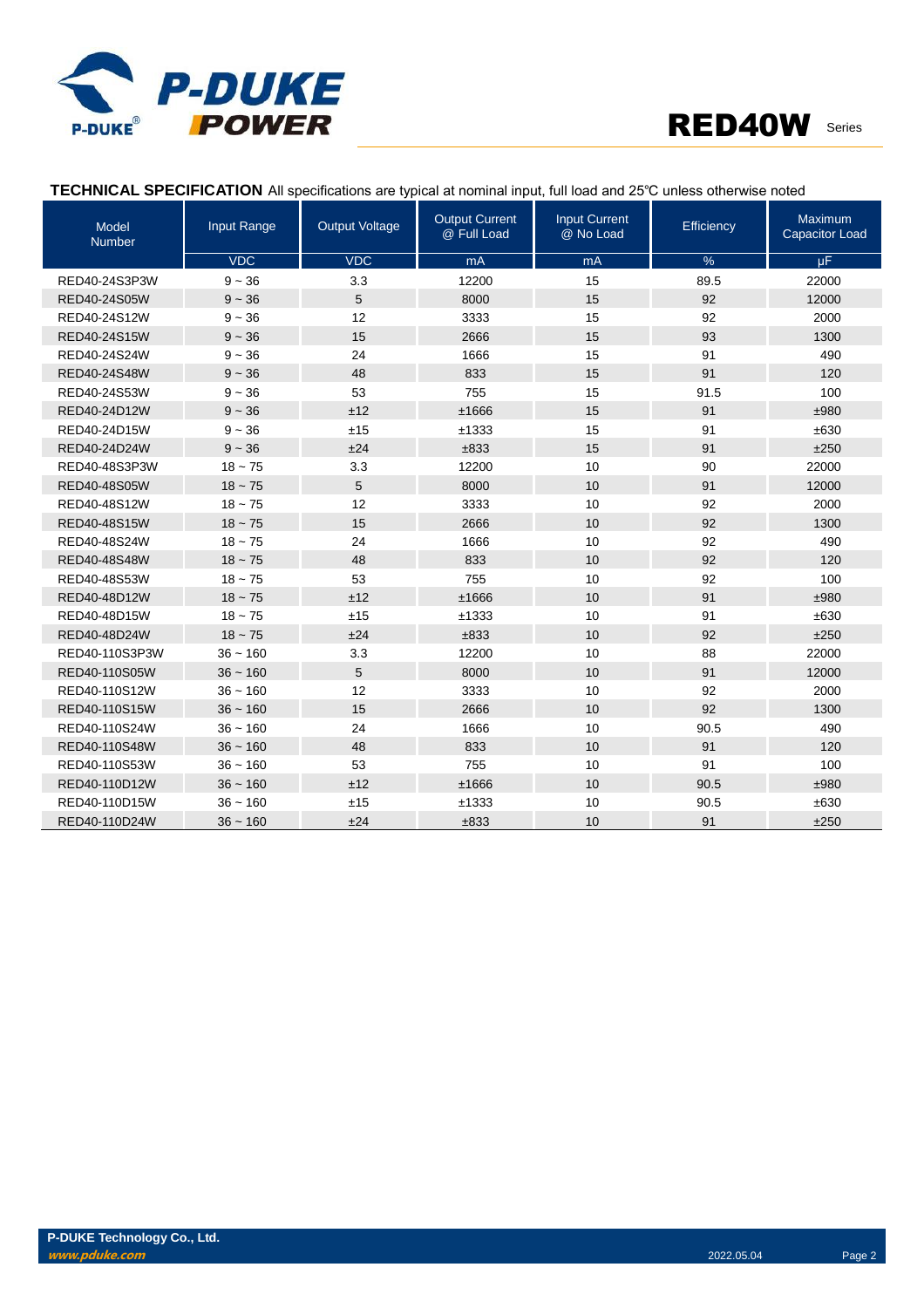**TECHNICAL SPECIFICATION** All specifications are typical at nominal input, full load and 25℃ unless otherwise noted

| Model Number | Input Range | Output Voltage | Output Current @ Full Load | Input Current @ No Load | Efficiency | Maximum Capacitor Load |
|---|---|---|---|---|---|---|
| | VDC | VDC | mA | mA | % | µF |
| RED40-24S3P3W | 9 ~ 36 | 3.3 | 12200 | 15 | 89.5 | 22000 |
| RED40-24S05W | 9 ~ 36 | 5 | 8000 | 15 | 92 | 12000 |
| RED40-24S12W | 9 ~ 36 | 12 | 3333 | 15 | 92 | 2000 |
| RED40-24S15W | 9 ~ 36 | 15 | 2666 | 15 | 93 | 1300 |
| RED40-24S24W | 9 ~ 36 | 24 | 1666 | 15 | 91 | 490 |
| RED40-24S48W | 9 ~ 36 | 48 | 833 | 15 | 91 | 120 |
| RED40-24S53W | 9 ~ 36 | 53 | 755 | 15 | 91.5 | 100 |
| RED40-24D12W | 9 ~ 36 | ±12 | ±1666 | 15 | 91 | ±980 |
| RED40-24D15W | 9 ~ 36 | ±15 | ±1333 | 15 | 91 | ±630 |
| RED40-24D24W | 9 ~ 36 | ±24 | ±833 | 15 | 91 | ±250 |
| RED40-48S3P3W | 18 ~ 75 | 3.3 | 12200 | 10 | 90 | 22000 |
| RED40-48S05W | 18 ~ 75 | 5 | 8000 | 10 | 91 | 12000 |
| RED40-48S12W | 18 ~ 75 | 12 | 3333 | 10 | 92 | 2000 |
| RED40-48S15W | 18 ~ 75 | 15 | 2666 | 10 | 92 | 1300 |
| RED40-48S24W | 18 ~ 75 | 24 | 1666 | 10 | 92 | 490 |
| RED40-48S48W | 18 ~ 75 | 48 | 833 | 10 | 92 | 120 |
| RED40-48S53W | 18 ~ 75 | 53 | 755 | 10 | 92 | 100 |
| RED40-48D12W | 18 ~ 75 | ±12 | ±1666 | 10 | 91 | ±980 |
| RED40-48D15W | 18 ~ 75 | ±15 | ±1333 | 10 | 91 | ±630 |
| RED40-48D24W | 18 ~ 75 | ±24 | ±833 | 10 | 92 | ±250 |
| RED40-110S3P3W | 36 ~ 160 | 3.3 | 12200 | 10 | 88 | 22000 |
| RED40-110S05W | 36 ~ 160 | 5 | 8000 | 10 | 91 | 12000 |
| RED40-110S12W | 36 ~ 160 | 12 | 3333 | 10 | 92 | 2000 |
| RED40-110S15W | 36 ~ 160 | 15 | 2666 | 10 | 92 | 1300 |
| RED40-110S24W | 36 ~ 160 | 24 | 1666 | 10 | 90.5 | 490 |
| RED40-110S48W | 36 ~ 160 | 48 | 833 | 10 | 91 | 120 |
| RED40-110S53W | 36 ~ 160 | 53 | 755 | 10 | 91 | 100 |
| RED40-110D12W | 36 ~ 160 | ±12 | ±1666 | 10 | 90.5 | ±980 |
| RED40-110D15W | 36 ~ 160 | ±15 | ±1333 | 10 | 90.5 | ±630 |
| RED40-110D24W | 36 ~ 160 | ±24 | ±833 | 10 | 91 | ±250 |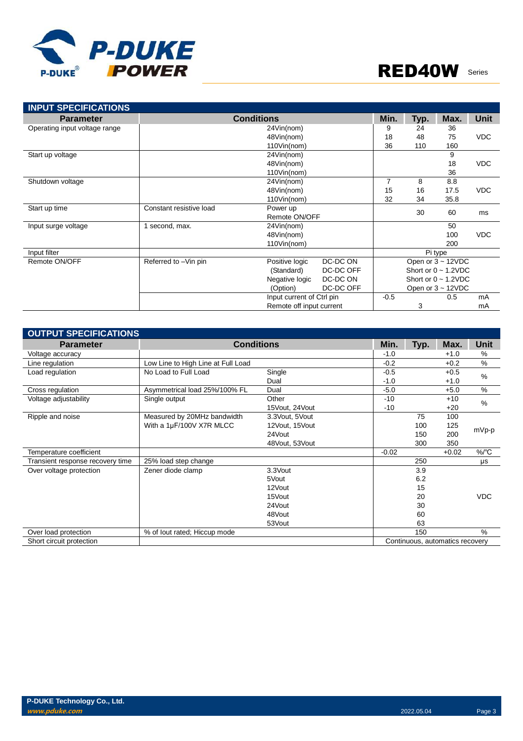## INPUT SPECIFICATIONS

| Parameter | Conditions | | | Min. | Typ. | Max. | Unit |
|---|---|---|---|---|---|---|---|
| Operating input voltage range | | 24Vin(nom) | | 9 | 24 | 36 | VDC |
| | | 48Vin(nom) | | 18 | 48 | 75 | |
| | | 110Vin(nom) | | 36 | 110 | 160 | |
| Start up voltage | | 24Vin(nom) | | | | 9 | VDC |
| | | 48Vin(nom) | | | | 18 | |
| | | 110Vin(nom) | | | | 36 | |
| Shutdown voltage | | 24Vin(nom) | | 7 | 8 | 8.8 | VDC |
| | | 48Vin(nom) | | 15 | 16 | 17.5 | |
| | | 110Vin(nom) | | 32 | 34 | 35.8 | |
| Start up time | Constant resistive load | Power up<br>Remote ON/OFF | | | 30 | 60 | ms |
| Input surge voltage | 1 second, max. | 24Vin(nom) | | | | 50 | VDC |
| | | 48Vin(nom) | | | | 100 | |
| | | 110Vin(nom) | | | | 200 | |
| Input filter | | | | Pi type | | | |
| Remote ON/OFF | Referred to –Vin pin | Positive logic | DC-DC ON | Open or 3 ~ 12VDC | | | |
| | | (Standard) | DC-DC OFF | Short or 0 ~ 1.2VDC | | | |
| | | Negative logic | DC-DC ON | Short or 0 ~ 1.2VDC | | | |
| | | (Option) | DC-DC OFF | Open or 3 ~ 12VDC | | | |
| | | Input current of Ctrl pin | | -0.5 | | 0.5 | mA |
| | | Remote off input current | | | 3 | | mA |

## OUTPUT SPECIFICATIONS

| Parameter | Conditions | | Min. | Typ. | Max. | Unit |
|---|---|---|---|---|---|---|
| Voltage accuracy | | | -1.0 | | +1.0 | % |
| Line regulation | Low Line to High Line at Full Load | | -0.2 | | +0.2 | % |
| Load regulation | No Load to Full Load | Single | -0.5 | | +0.5 | % |
| | | Dual | -1.0 | | +1.0 | |
| Cross regulation | Asymmetrical load 25%/100% FL | Dual | -5.0 | | +5.0 | % |
| Voltage adjustability | Single output | Other | -10 | | +10 | % |
| | | 15Vout, 24Vout | -10 | | +20 | |
| Ripple and noise | Measured by 20MHz bandwidth | 3.3Vout, 5Vout | | 75 | 100 | mVp-p |
| | With a 1μF/100V X7R MLCC | 12Vout, 15Vout | | 100 | 125 | |
| | | 24Vout | | 150 | 200 | |
| | | 48Vout, 53Vout | | 300 | 350 | |
| Temperature coefficient | | | -0.02 | | +0.02 | %/°C |
| Transient response recovery time | 25% load step change | | | 250 | | μs |
| Over voltage protection | Zener diode clamp | 3.3Vout | | 3.9 | | VDC |
| | | 5Vout | | 6.2 | | |
| | | 12Vout | | 15 | | |
| | | 15Vout | | 20 | | |
| | | 24Vout | | 30 | | |
| | | 48Vout | | 60 | | |
| | | 53Vout | | 63 | | |
| Over load protection | % of Iout rated; Hiccup mode | | | 150 | | % |
| Short circuit protection | | | Continuous, automatics recovery | | | |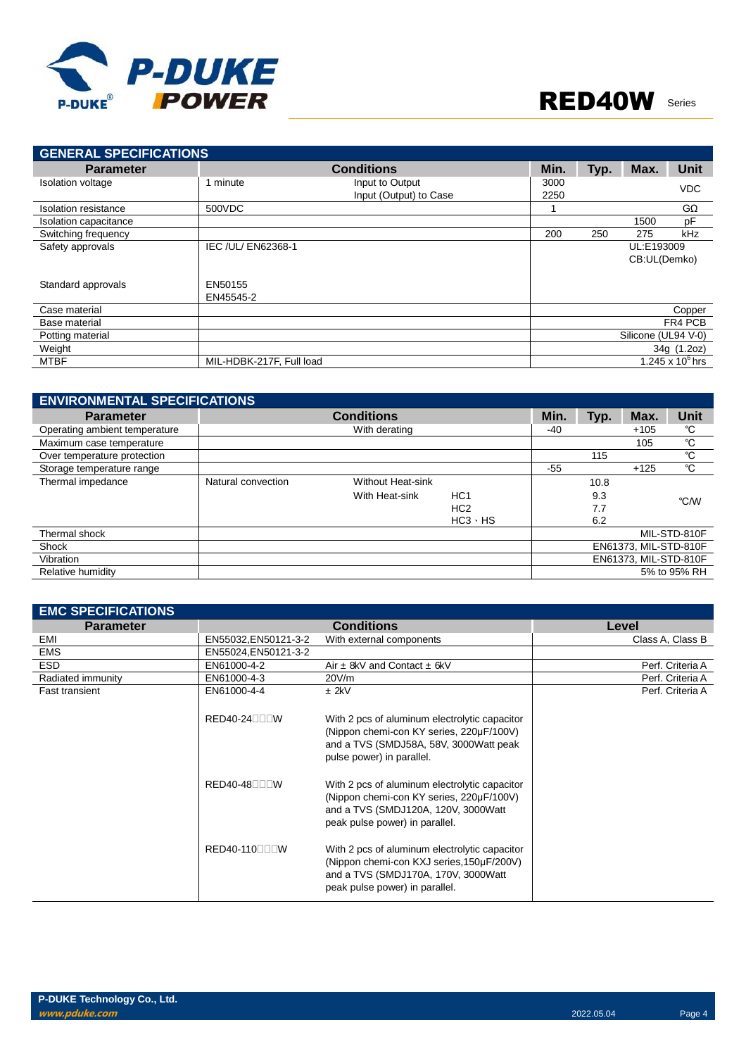## GENERAL SPECIFICATIONS

| Parameter | Conditions | | Min. | Typ. | Max. | Unit |
|---|---|---|---|---|---|---|
| Isolation voltage | 1 minute | Input to Output<br>Input (Output) to Case | 3000<br>2250 | | | VDC |
| Isolation resistance | 500VDC | | 1 | | | GΩ |
| Isolation capacitance | | | | | 1500 | pF |
| Switching frequency | | | 200 | 250 | 275 | kHz |
| Safety approvals | IEC /UL/ EN62368-1 | | | | UL:E193009<br>CB:UL(Demko) | |
| Standard approvals | EN50155<br>EN45545-2 | | | | | |
| Case material | | | | | | Copper |
| Base material | | | | | | FR4 PCB |
| Potting material | | | | | | Silicone (UL94 V-0) |
| Weight | | | | | | 34g (1.2oz) |
| MTBF | MIL-HDBK-217F, Full load | | | | | $1.245 \times 10^6$ hrs |

## ENVIRONMENTAL SPECIFICATIONS

| Parameter | Conditions | | | Min. | Typ. | Max. | Unit |
|---|---|---|---|---|---|---|---|
| Operating ambient temperature | | With derating | | -40 | | +105 | ℃ |
| Maximum case temperature | | | | | | 105 | ℃ |
| Over temperature protection | | | | | 115 | | ℃ |
| Storage temperature range | | | | -55 | | +125 | ℃ |
| Thermal impedance | Natural convection | Without Heat-sink | | | 10.8 | | ℃/W |
| | | With Heat-sink | HC1 | | 9.3 | | ℃/W |
| | | | HC2 | | 7.7 | | ℃/W |
| | | | HC3、HS | | 6.2 | | ℃/W |
| Thermal shock | | | | | | | MIL-STD-810F |
| Shock | | | | | | | EN61373, MIL-STD-810F |
| Vibration | | | | | | | EN61373, MIL-STD-810F |
| Relative humidity | | | | | | | 5% to 95% RH |

## EMC SPECIFICATIONS

| Parameter | Conditions | | Level |
|---|---|---|---|
| EMI | EN55032,EN50121-3-2 | With external components | Class A, Class B |
| EMS | EN55024,EN50121-3-2 | | |
| ESD | EN61000-4-2 | Air ± 8kV and Contact ± 6kV | Perf. Criteria A |
| Radiated immunity | EN61000-4-3 | 20V/m | Perf. Criteria A |
| Fast transient | EN61000-4-4 | ± 2kV | Perf. Criteria A |
| | RED40-24□□□W | With 2 pcs of aluminum electrolytic capacitor (Nippon chemi-con KY series, 220μF/100V) and a TVS (SMDJ58A, 58V, 3000Watt peak pulse power) in parallel. | |
| | RED40-48□□□W | With 2 pcs of aluminum electrolytic capacitor (Nippon chemi-con KY series, 220μF/100V) and a TVS (SMDJ120A, 120V, 3000Watt peak pulse power) in parallel. | |
| | RED40-110□□□W | With 2 pcs of aluminum electrolytic capacitor (Nippon chemi-con KXJ series,150μF/200V) and a TVS (SMDJ170A, 170V, 3000Watt peak pulse power) in parallel. | |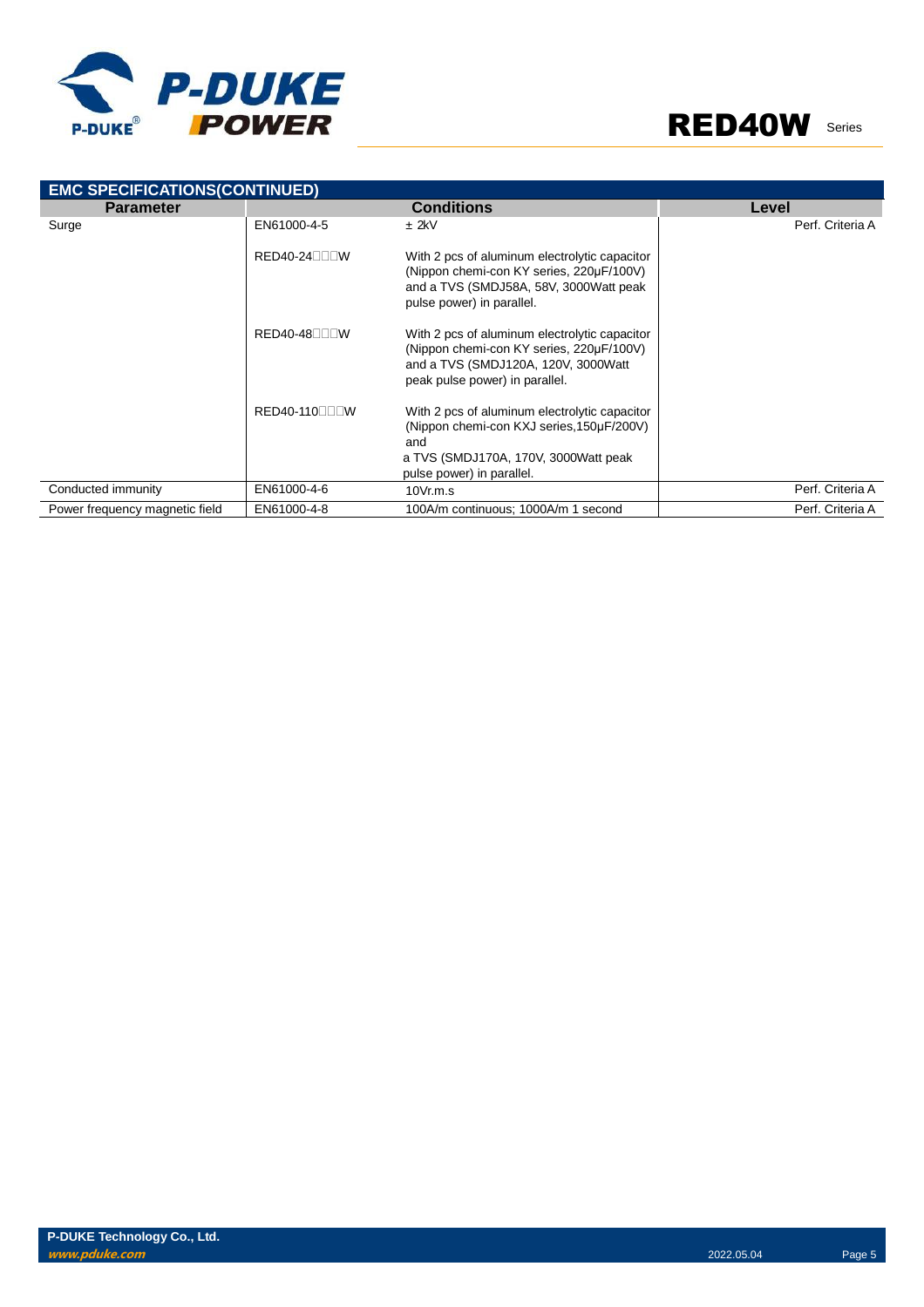## EMC SPECIFICATIONS(CONTINUED)

| Parameter | Conditions | | Level |
|---|---|---|---|
| Surge | EN61000-4-5 | ± 2kV | Perf. Criteria A |
| | RED40-24□□□W | With 2 pcs of aluminum electrolytic capacitor (Nippon chemi-con KY series, 220μF/100V) and a TVS (SMDJ58A, 58V, 3000Watt peak pulse power) in parallel. | |
| | RED40-48□□□W | With 2 pcs of aluminum electrolytic capacitor (Nippon chemi-con KY series, 220μF/100V) and a TVS (SMDJ120A, 120V, 3000Watt peak pulse power) in parallel. | |
| | RED40-110□□□W | With 2 pcs of aluminum electrolytic capacitor (Nippon chemi-con KXJ series,150μF/200V) and a TVS (SMDJ170A, 170V, 3000Watt peak pulse power) in parallel. | |
| Conducted immunity | EN61000-4-6 | 10Vr.m.s | Perf. Criteria A |
| Power frequency magnetic field | EN61000-4-8 | 100A/m continuous; 1000A/m 1 second | Perf. Criteria A |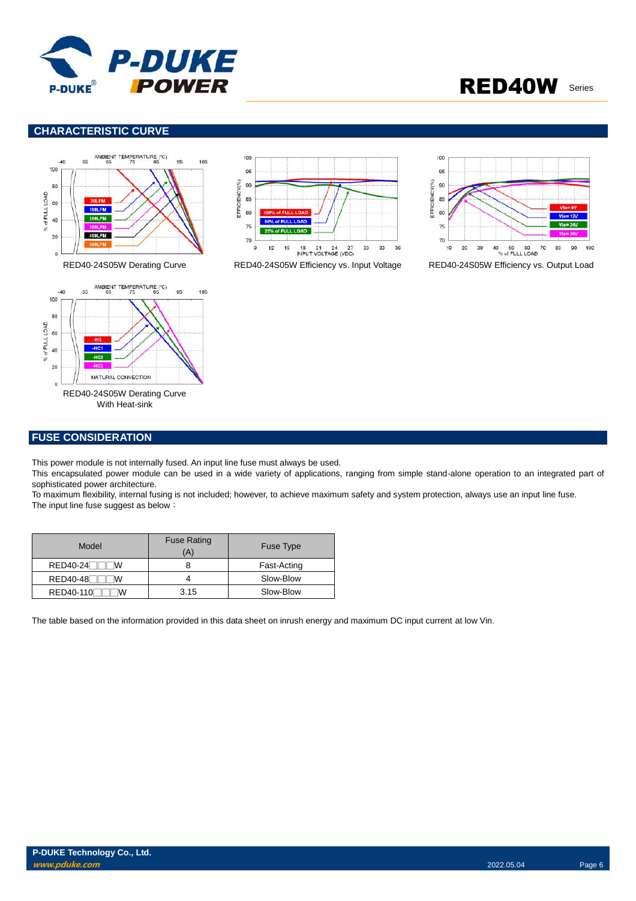## CHARACTERISTIC CURVE

RED40-24S05W Derating Curve

RED40-24S05W Efficiency vs. Input Voltage

RED40-24S05W Efficiency vs. Output Load

RED40-24S05W Derating Curve With Heat-sink

## FUSE CONSIDERATION

This power module is not internally fused. An input line fuse must always be used.

This encapsulated power module can be used in a wide variety of applications, ranging from simple stand-alone operation to an integrated part of sophisticated power architecture.

To maximum flexibility, internal fusing is not included; however, to achieve maximum safety and system protection, always use an input line fuse.

The input line fuse suggest as below：

| Model | Fuse Rating (A) | Fuse Type |
|---|---|---|
| RED40-24□□□W | 8 | Fast-Acting |
| RED40-48□□□W | 4 | Slow-Blow |
| RED40-110□□□W | 3.15 | Slow-Blow |

The table based on the information provided in this data sheet on inrush energy and maximum DC input current at low Vin.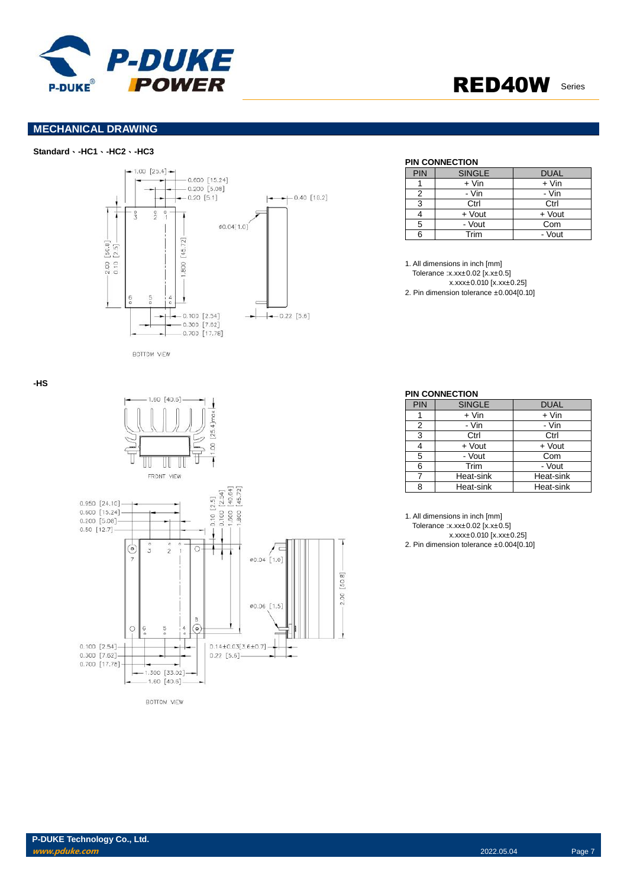## MECHANICAL DRAWING

**Standard、-HC1、-HC2、-HC3**

**PIN CONNECTION**

| PIN | SINGLE | DUAL |
|---|---|---|
| 1 | + Vin | + Vin |
| 2 | - Vin | - Vin |
| 3 | Ctrl | Ctrl |
| 4 | + Vout | + Vout |
| 5 | - Vout | Com |
| 6 | Trim | - Vout |

1. All dimensions in inch [mm]
   Tolerance :x.xx±0.02 [x.x±0.5]
   x.xxx±0.010 [x.xx±0.25]
2. Pin dimension tolerance ±0.004[0.10]

**-HS**

**PIN CONNECTION**

| PIN | SINGLE | DUAL |
|---|---|---|
| 1 | + Vin | + Vin |
| 2 | - Vin | - Vin |
| 3 | Ctrl | Ctrl |
| 4 | + Vout | + Vout |
| 5 | - Vout | Com |
| 6 | Trim | - Vout |
| 7 | Heat-sink | Heat-sink |
| 8 | Heat-sink | Heat-sink |

1. All dimensions in inch [mm]
   Tolerance :x.xx±0.02 [x.x±0.5]
   x.xxx±0.010 [x.xx±0.25]
2. Pin dimension tolerance ±0.004[0.10]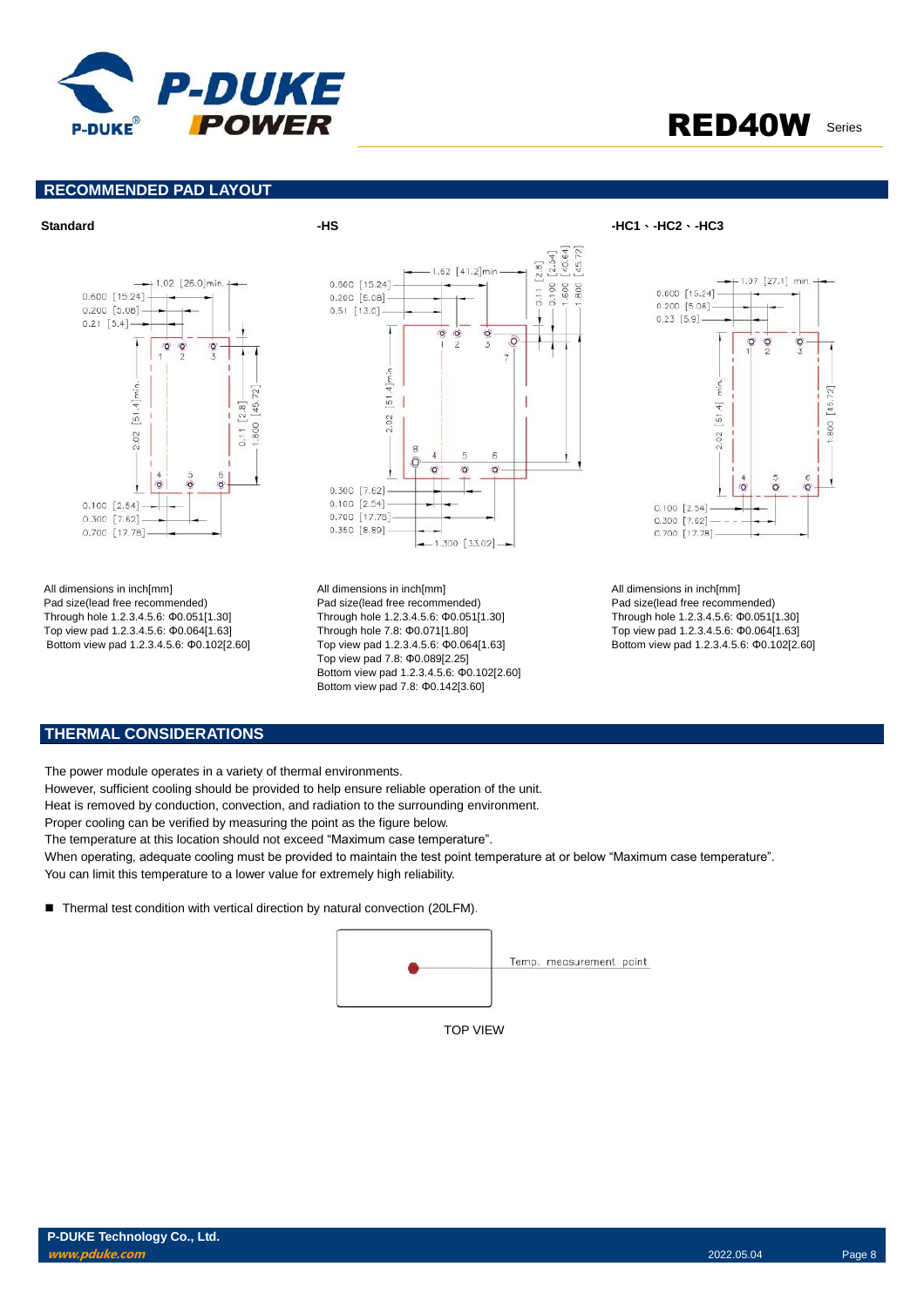## RECOMMENDED PAD LAYOUT

**Standard**

All dimensions in inch[mm]
Pad size(lead free recommended)
Through hole 1.2.3.4.5.6: Φ0.051[1.30]
Top view pad 1.2.3.4.5.6: Φ0.064[1.63]
Bottom view pad 1.2.3.4.5.6: Φ0.102[2.60]

**-HS**

All dimensions in inch[mm]
Pad size(lead free recommended)
Through hole 1.2.3.4.5.6: Φ0.051[1.30]
Through hole 7.8: Φ0.071[1.80]
Top view pad 1.2.3.4.5.6: Φ0.064[1.63]
Top view pad 7.8: Φ0.089[2.25]
Bottom view pad 1.2.3.4.5.6: Φ0.102[2.60]
Bottom view pad 7.8: Φ0.142[3.60]

**-HC1、-HC2、-HC3**

All dimensions in inch[mm]
Pad size(lead free recommended)
Through hole 1.2.3.4.5.6: Φ0.051[1.30]
Top view pad 1.2.3.4.5.6: Φ0.064[1.63]
Bottom view pad 1.2.3.4.5.6: Φ0.102[2.60]

## THERMAL CONSIDERATIONS

The power module operates in a variety of thermal environments.
However, sufficient cooling should be provided to help ensure reliable operation of the unit.
Heat is removed by conduction, convection, and radiation to the surrounding environment.
Proper cooling can be verified by measuring the point as the figure below.
The temperature at this location should not exceed "Maximum case temperature".
When operating, adequate cooling must be provided to maintain the test point temperature at or below "Maximum case temperature".
You can limit this temperature to a lower value for extremely high reliability.

- Thermal test condition with vertical direction by natural convection (20LFM).

Temp. measurement point

TOP VIEW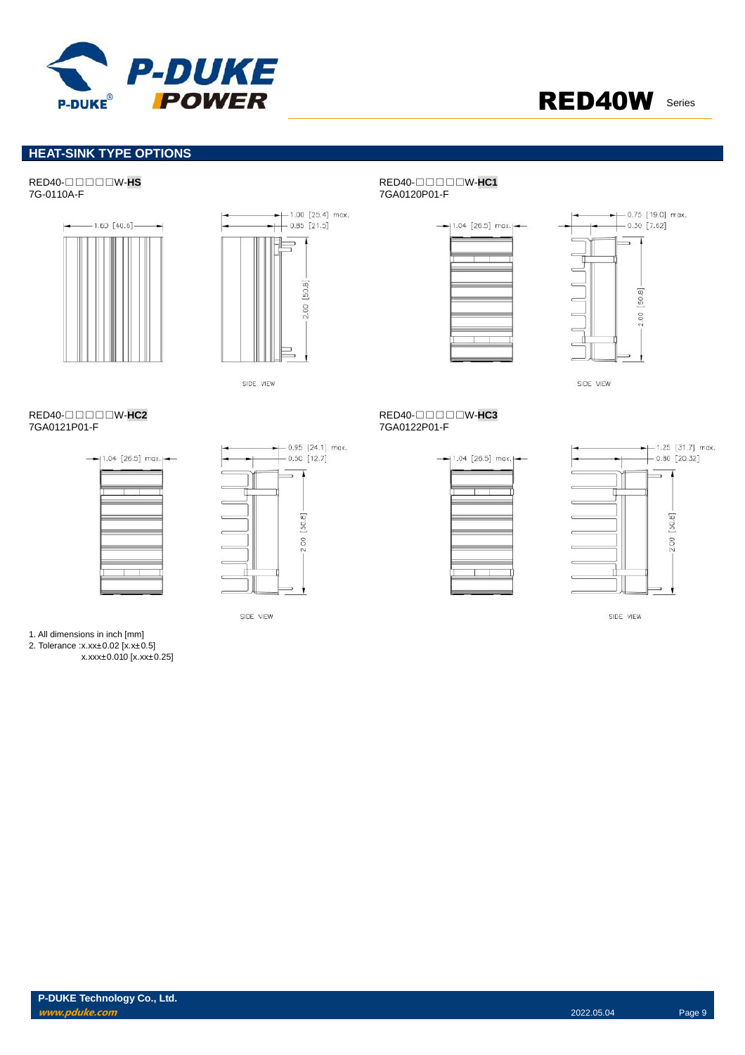## HEAT-SINK TYPE OPTIONS

RED40-□□□□□W-**HS**
7G-0110A-F

1.60 [40.6]

1.00 [25.4] max.
0.85 [21.5]
2.00 [50.8]

SIDE VIEW

RED40-□□□□□W-**HC1**
7GA0120P01-F

1.04 [26.5] max.

0.75 [19.0] max.
0.30 [7.62]
2.00 [50.8]

SIDE VIEW

RED40-□□□□□W-**HC2**
7GA0121P01-F

1.04 [26.5] max.

0.95 [24.1] max.
0.50 [12.7]
2.00 [50.8]

SIDE VIEW

RED40-□□□□□W-**HC3**
7GA0122P01-F

1.04 [26.5] max.

1.25 [31.7] max.
0.80 [20.32]
2.00 [50.8]

SIDE VIEW

1. All dimensions in inch [mm]
2. Tolerance :x.xx±0.02 [x.x±0.5]
   x.xxx±0.010 [x.xx±0.25]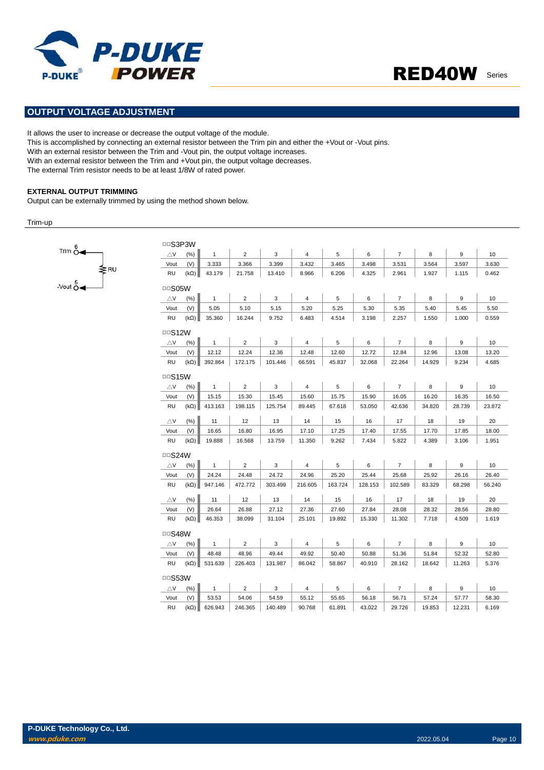## OUTPUT VOLTAGE ADJUSTMENT

It allows the user to increase or decrease the output voltage of the module.
This is accomplished by connecting an external resistor between the Trim pin and either the +Vout or -Vout pins.
With an external resistor between the Trim and -Vout pin, the output voltage increases.
With an external resistor between the Trim and +Vout pin, the output voltage decreases.
The external Trim resistor needs to be at least 1/8W of rated power.

**EXTERNAL OUTPUT TRIMMING**
Output can be externally trimmed by using the method shown below.

Trim-up

Trim 6 — RU — -Vout 5

□□S3P3W

| △V | (%) | 1 | 2 | 3 | 4 | 5 | 6 | 7 | 8 | 9 | 10 |
|---|---|---|---|---|---|---|---|---|---|---|---|
| Vout | (V) | 3.333 | 3.366 | 3.399 | 3.432 | 3.465 | 3.498 | 3.531 | 3.564 | 3.597 | 3.630 |
| RU | (kΩ) | 43.179 | 21.758 | 13.410 | 8.966 | 6.206 | 4.325 | 2.961 | 1.927 | 1.115 | 0.462 |

□□S05W

| △V | (%) | 1 | 2 | 3 | 4 | 5 | 6 | 7 | 8 | 9 | 10 |
|---|---|---|---|---|---|---|---|---|---|---|---|
| Vout | (V) | 5.05 | 5.10 | 5.15 | 5.20 | 5.25 | 5.30 | 5.35 | 5.40 | 5.45 | 5.50 |
| RU | (kΩ) | 35.360 | 16.244 | 9.752 | 6.483 | 4.514 | 3.198 | 2.257 | 1.550 | 1.000 | 0.559 |

□□S12W

| △V | (%) | 1 | 2 | 3 | 4 | 5 | 6 | 7 | 8 | 9 | 10 |
|---|---|---|---|---|---|---|---|---|---|---|---|
| Vout | (V) | 12.12 | 12.24 | 12.36 | 12.48 | 12.60 | 12.72 | 12.84 | 12.96 | 13.08 | 13.20 |
| RU | (kΩ) | 392.864 | 172.175 | 101.446 | 66.591 | 45.837 | 32.068 | 22.264 | 14.929 | 9.234 | 4.685 |

□□S15W

| △V | (%) | 1 | 2 | 3 | 4 | 5 | 6 | 7 | 8 | 9 | 10 |
|---|---|---|---|---|---|---|---|---|---|---|---|
| Vout | (V) | 15.15 | 15.30 | 15.45 | 15.60 | 15.75 | 15.90 | 16.05 | 16.20 | 16.35 | 16.50 |
| RU | (kΩ) | 413.163 | 198.115 | 125.754 | 89.445 | 67.618 | 53.050 | 42.636 | 34.820 | 28.739 | 23.872 |
| △V | (%) | 11 | 12 | 13 | 14 | 15 | 16 | 17 | 18 | 19 | 20 |
| Vout | (V) | 16.65 | 16.80 | 16.95 | 17.10 | 17.25 | 17.40 | 17.55 | 17.70 | 17.85 | 18.00 |
| RU | (kΩ) | 19.888 | 16.568 | 13.759 | 11.350 | 9.262 | 7.434 | 5.822 | 4.389 | 3.106 | 1.951 |

□□S24W

| △V | (%) | 1 | 2 | 3 | 4 | 5 | 6 | 7 | 8 | 9 | 10 |
|---|---|---|---|---|---|---|---|---|---|---|---|
| Vout | (V) | 24.24 | 24.48 | 24.72 | 24.96 | 25.20 | 25.44 | 25.68 | 25.92 | 26.16 | 26.40 |
| RU | (kΩ) | 947.146 | 472.772 | 303.499 | 216.605 | 163.724 | 128.153 | 102.589 | 83.329 | 68.298 | 56.240 |
| △V | (%) | 11 | 12 | 13 | 14 | 15 | 16 | 17 | 18 | 19 | 20 |
| Vout | (V) | 26.64 | 26.88 | 27.12 | 27.36 | 27.60 | 27.84 | 28.08 | 28.32 | 28.56 | 28.80 |
| RU | (kΩ) | 46.353 | 38.099 | 31.104 | 25.101 | 19.892 | 15.330 | 11.302 | 7.718 | 4.509 | 1.619 |

□□S48W

| △V | (%) | 1 | 2 | 3 | 4 | 5 | 6 | 7 | 8 | 9 | 10 |
|---|---|---|---|---|---|---|---|---|---|---|---|
| Vout | (V) | 48.48 | 48.96 | 49.44 | 49.92 | 50.40 | 50.88 | 51.36 | 51.84 | 52.32 | 52.80 |
| RU | (kΩ) | 531.639 | 226.403 | 131.987 | 86.042 | 58.867 | 40.910 | 28.162 | 18.642 | 11.263 | 5.376 |

□□S53W

| △V | (%) | 1 | 2 | 3 | 4 | 5 | 6 | 7 | 8 | 9 | 10 |
|---|---|---|---|---|---|---|---|---|---|---|---|
| Vout | (V) | 53.53 | 54.06 | 54.59 | 55.12 | 55.65 | 56.18 | 56.71 | 57.24 | 57.77 | 58.30 |
| RU | (kΩ) | 626.943 | 246.365 | 140.489 | 90.768 | 61.891 | 43.022 | 29.726 | 19.853 | 12.231 | 6.169 |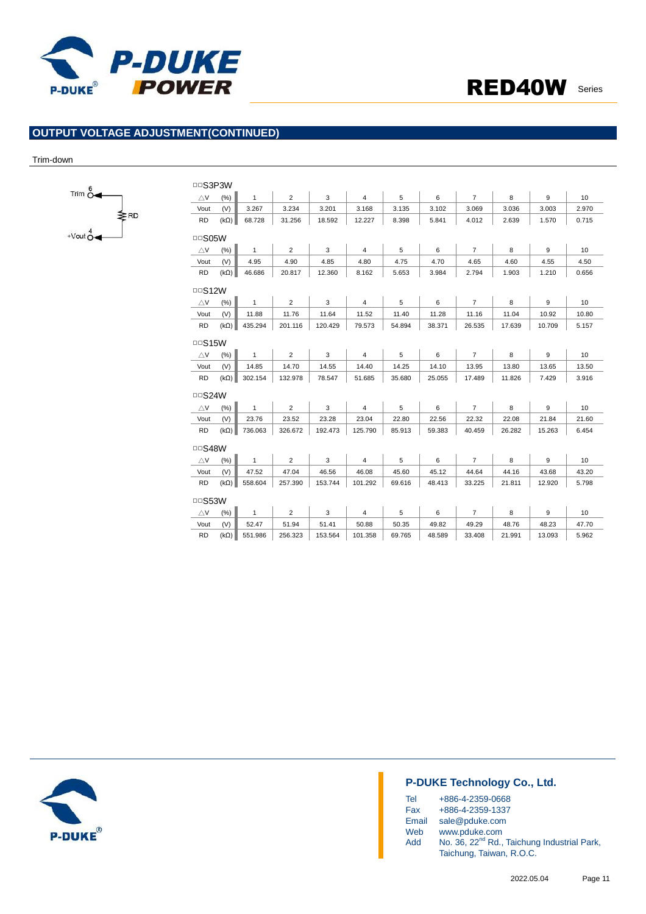## OUTPUT VOLTAGE ADJUSTMENT(CONTINUED)

Trim-down

Trim 6

RD

+Vout 4

□□S3P3W

| △V | (%) | 1 | 2 | 3 | 4 | 5 | 6 | 7 | 8 | 9 | 10 |
|---|---|---|---|---|---|---|---|---|---|---|---|
| Vout | (V) | 3.267 | 3.234 | 3.201 | 3.168 | 3.135 | 3.102 | 3.069 | 3.036 | 3.003 | 2.970 |
| RD | (kΩ) | 68.728 | 31.256 | 18.592 | 12.227 | 8.398 | 5.841 | 4.012 | 2.639 | 1.570 | 0.715 |

□□S05W

| △V | (%) | 1 | 2 | 3 | 4 | 5 | 6 | 7 | 8 | 9 | 10 |
|---|---|---|---|---|---|---|---|---|---|---|---|
| Vout | (V) | 4.95 | 4.90 | 4.85 | 4.80 | 4.75 | 4.70 | 4.65 | 4.60 | 4.55 | 4.50 |
| RD | (kΩ) | 46.686 | 20.817 | 12.360 | 8.162 | 5.653 | 3.984 | 2.794 | 1.903 | 1.210 | 0.656 |

□□S12W

| △V | (%) | 1 | 2 | 3 | 4 | 5 | 6 | 7 | 8 | 9 | 10 |
|---|---|---|---|---|---|---|---|---|---|---|---|
| Vout | (V) | 11.88 | 11.76 | 11.64 | 11.52 | 11.40 | 11.28 | 11.16 | 11.04 | 10.92 | 10.80 |
| RD | (kΩ) | 435.294 | 201.116 | 120.429 | 79.573 | 54.894 | 38.371 | 26.535 | 17.639 | 10.709 | 5.157 |

□□S15W

| △V | (%) | 1 | 2 | 3 | 4 | 5 | 6 | 7 | 8 | 9 | 10 |
|---|---|---|---|---|---|---|---|---|---|---|---|
| Vout | (V) | 14.85 | 14.70 | 14.55 | 14.40 | 14.25 | 14.10 | 13.95 | 13.80 | 13.65 | 13.50 |
| RD | (kΩ) | 302.154 | 132.978 | 78.547 | 51.685 | 35.680 | 25.055 | 17.489 | 11.826 | 7.429 | 3.916 |

□□S24W

| △V | (%) | 1 | 2 | 3 | 4 | 5 | 6 | 7 | 8 | 9 | 10 |
|---|---|---|---|---|---|---|---|---|---|---|---|
| Vout | (V) | 23.76 | 23.52 | 23.28 | 23.04 | 22.80 | 22.56 | 22.32 | 22.08 | 21.84 | 21.60 |
| RD | (kΩ) | 736.063 | 326.672 | 192.473 | 125.790 | 85.913 | 59.383 | 40.459 | 26.282 | 15.263 | 6.454 |

□□S48W

| △V | (%) | 1 | 2 | 3 | 4 | 5 | 6 | 7 | 8 | 9 | 10 |
|---|---|---|---|---|---|---|---|---|---|---|---|
| Vout | (V) | 47.52 | 47.04 | 46.56 | 46.08 | 45.60 | 45.12 | 44.64 | 44.16 | 43.68 | 43.20 |
| RD | (kΩ) | 558.604 | 257.390 | 153.744 | 101.292 | 69.616 | 48.413 | 33.225 | 21.811 | 12.920 | 5.798 |

□□S53W

| △V | (%) | 1 | 2 | 3 | 4 | 5 | 6 | 7 | 8 | 9 | 10 |
|---|---|---|---|---|---|---|---|---|---|---|---|
| Vout | (V) | 52.47 | 51.94 | 51.41 | 50.88 | 50.35 | 49.82 | 49.29 | 48.76 | 48.23 | 47.70 |
| RD | (kΩ) | 551.986 | 256.323 | 153.564 | 101.358 | 69.765 | 48.589 | 33.408 | 21.991 | 13.093 | 5.962 |

**P-DUKE Technology Co., Ltd.**

Tel +886-4-2359-0668
Fax +886-4-2359-1337
Email sale@pduke.com
Web www.pduke.com
Add No. 36, 22nd Rd., Taichung Industrial Park, Taichung, Taiwan, R.O.C.

2022.05.04